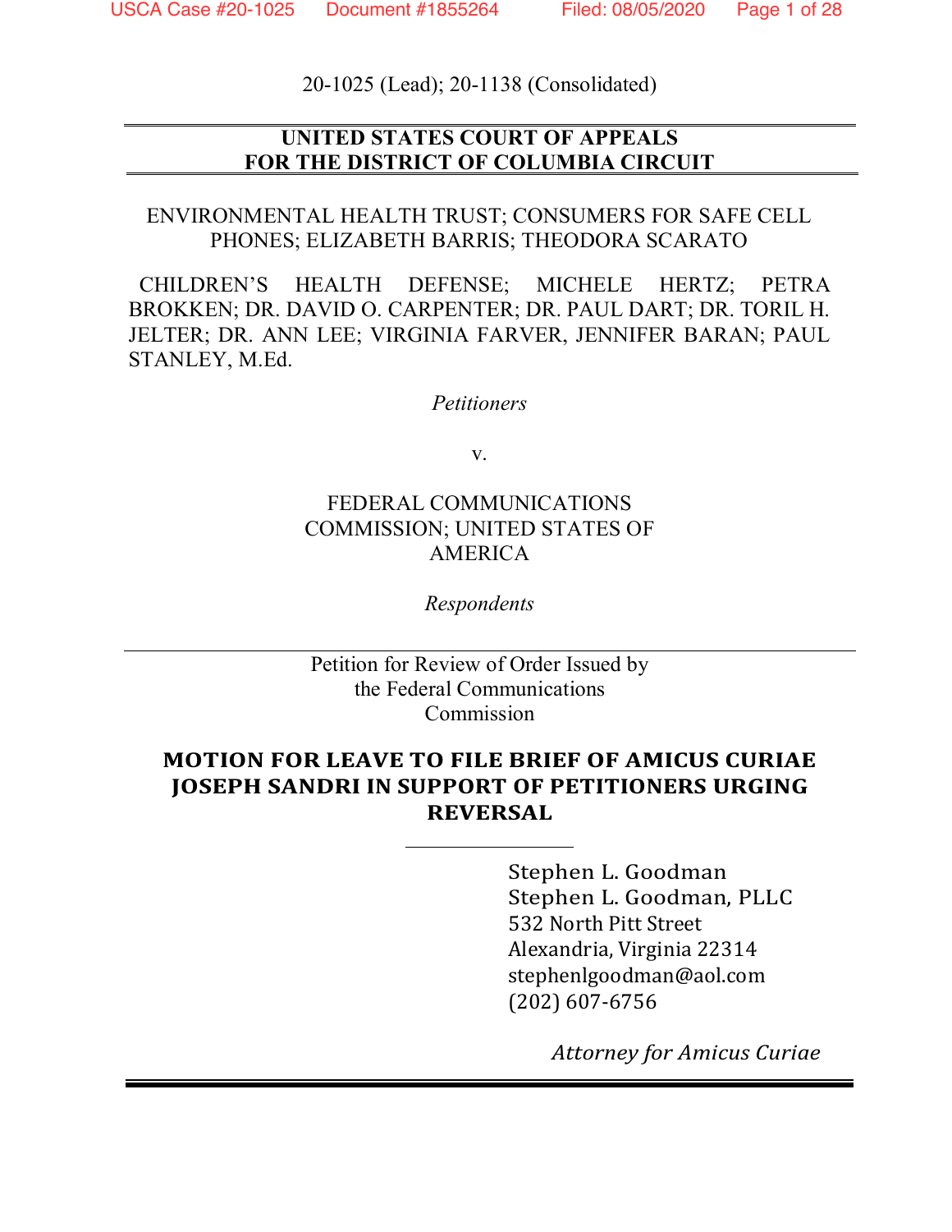20-1025 (Lead); 20-1138 (Consolidated)

**UNITED STATES COURT OF APPEALS**
**FOR THE DISTRICT OF COLUMBIA CIRCUIT**

ENVIRONMENTAL HEALTH TRUST; CONSUMERS FOR SAFE CELL PHONES; ELIZABETH BARRIS; THEODORA SCARATO

CHILDREN'S HEALTH DEFENSE; MICHELE HERTZ; PETRA BROKKEN; DR. DAVID O. CARPENTER; DR. PAUL DART; DR. TORIL H. JELTER; DR. ANN LEE; VIRGINIA FARVER, JENNIFER BARAN; PAUL STANLEY, M.Ed.

*Petitioners*

v.

FEDERAL COMMUNICATIONS COMMISSION; UNITED STATES OF AMERICA

*Respondents*

---

Petition for Review of Order Issued by the Federal Communications Commission

**MOTION FOR LEAVE TO FILE BRIEF OF AMICUS CURIAE JOSEPH SANDRI IN SUPPORT OF PETITIONERS URGING REVERSAL**

---

Stephen L. Goodman
Stephen L. Goodman, PLLC
532 North Pitt Street
Alexandria, Virginia 22314
stephenlgoodman@aol.com
(202) 607-6756

*Attorney for Amicus Curiae*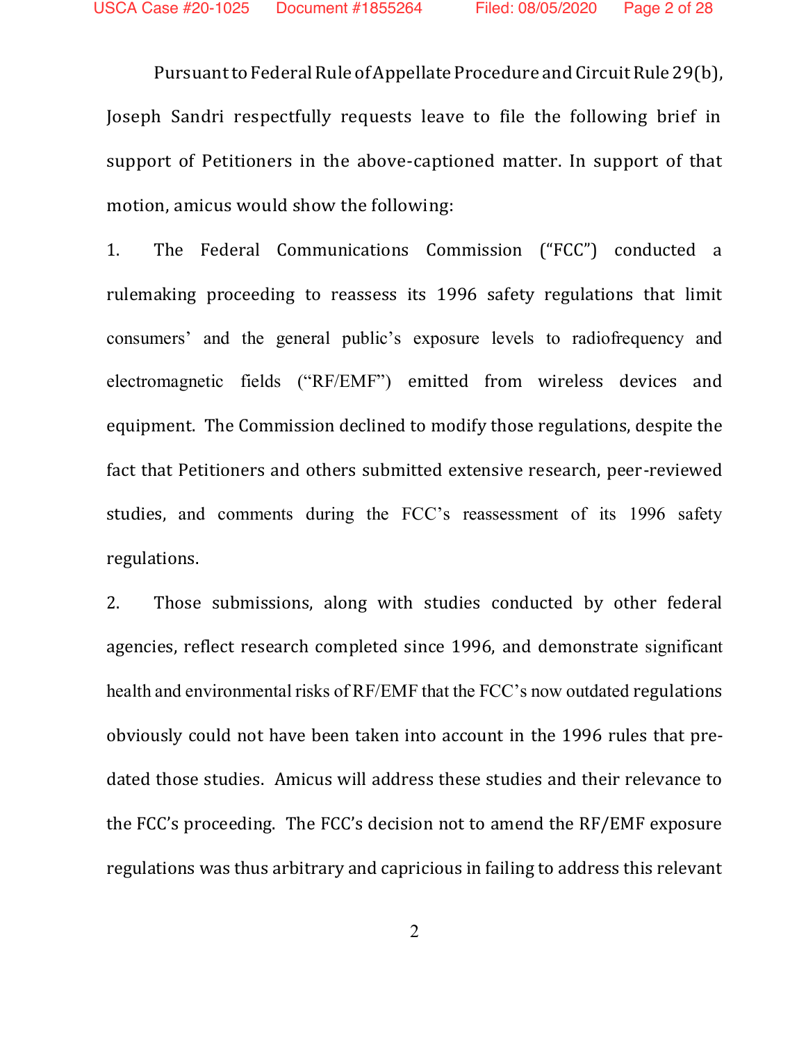Pursuant to Federal Rule of Appellate Procedure and Circuit Rule 29(b), Joseph Sandri respectfully requests leave to file the following brief in support of Petitioners in the above-captioned matter. In support of that motion, amicus would show the following:

1. The Federal Communications Commission ("FCC") conducted a rulemaking proceeding to reassess its 1996 safety regulations that limit consumers' and the general public's exposure levels to radiofrequency and electromagnetic fields ("RF/EMF") emitted from wireless devices and equipment. The Commission declined to modify those regulations, despite the fact that Petitioners and others submitted extensive research, peer-reviewed studies, and comments during the FCC's reassessment of its 1996 safety regulations.

2. Those submissions, along with studies conducted by other federal agencies, reflect research completed since 1996, and demonstrate significant health and environmental risks of RF/EMF that the FCC's now outdated regulations obviously could not have been taken into account in the 1996 rules that pre-dated those studies. Amicus will address these studies and their relevance to the FCC's proceeding. The FCC's decision not to amend the RF/EMF exposure regulations was thus arbitrary and capricious in failing to address this relevant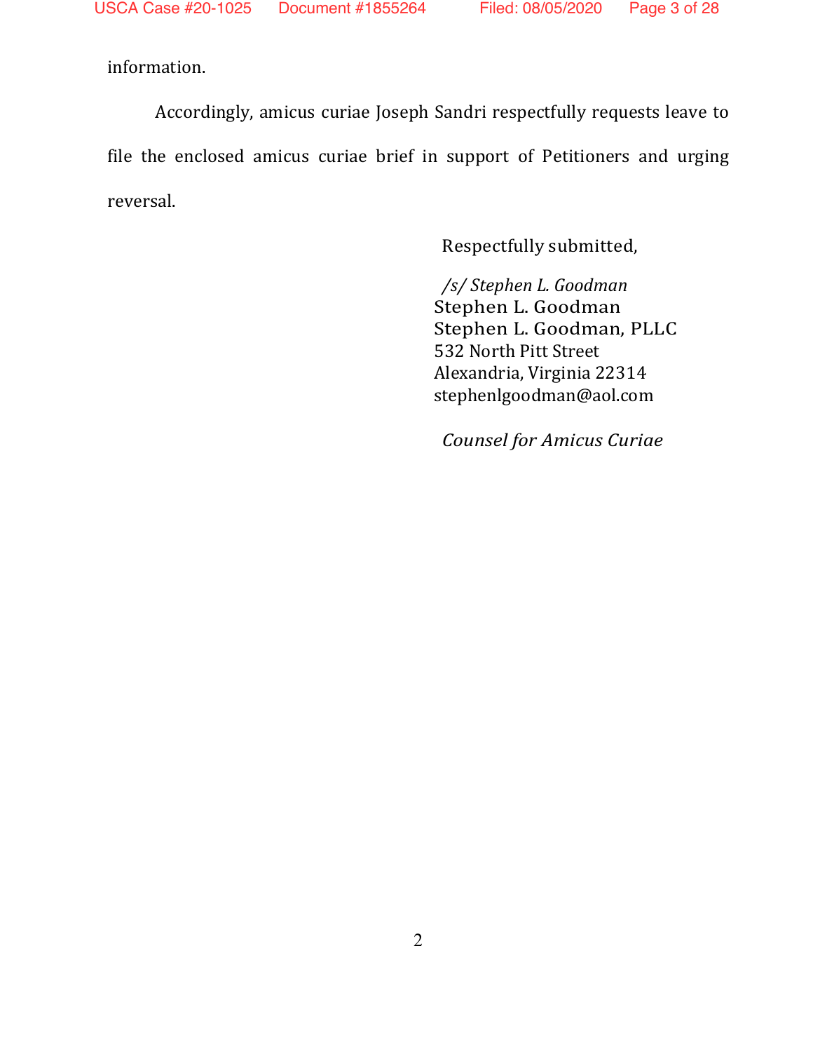information.

Accordingly, amicus curiae Joseph Sandri respectfully requests leave to file the enclosed amicus curiae brief in support of Petitioners and urging reversal.

Respectfully submitted,

*/s/ Stephen L. Goodman*
Stephen L. Goodman
Stephen L. Goodman, PLLC
532 North Pitt Street
Alexandria, Virginia 22314
stephenlgoodman@aol.com

*Counsel for Amicus Curiae*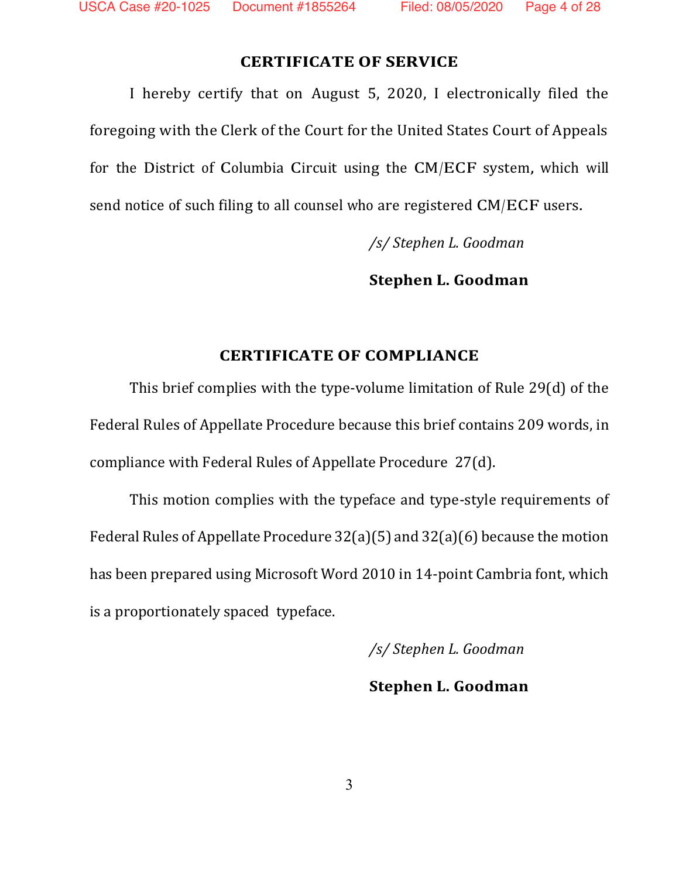## CERTIFICATE OF SERVICE

I hereby certify that on August 5, 2020, I electronically filed the foregoing with the Clerk of the Court for the United States Court of Appeals for the District of Columbia Circuit using the CM/ECF system, which will send notice of such filing to all counsel who are registered CM/ECF users.

*/s/ Stephen L. Goodman*

**Stephen L. Goodman**

## CERTIFICATE OF COMPLIANCE

This brief complies with the type-volume limitation of Rule 29(d) of the Federal Rules of Appellate Procedure because this brief contains 209 words, in compliance with Federal Rules of Appellate Procedure 27(d).

This motion complies with the typeface and type-style requirements of Federal Rules of Appellate Procedure 32(a)(5) and 32(a)(6) because the motion has been prepared using Microsoft Word 2010 in 14-point Cambria font, which is a proportionately spaced typeface.

*/s/ Stephen L. Goodman*

**Stephen L. Goodman**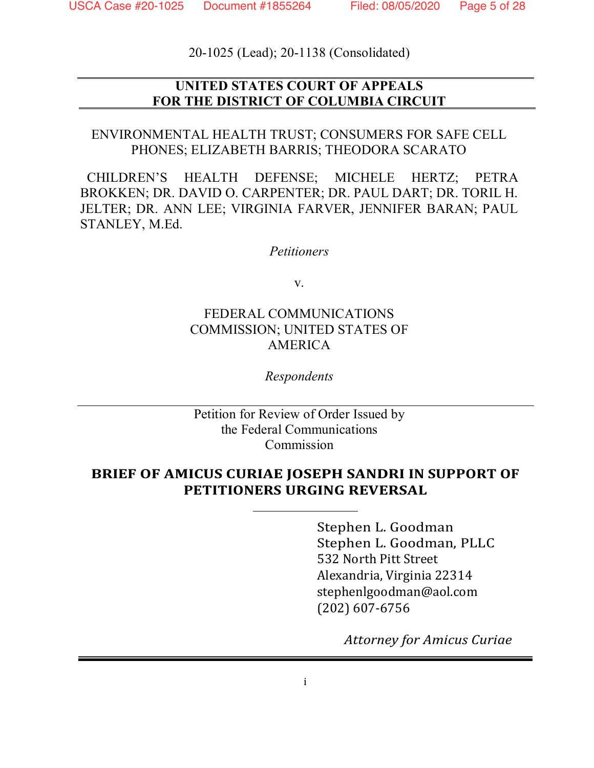20-1025 (Lead); 20-1138 (Consolidated)

**UNITED STATES COURT OF APPEALS**
**FOR THE DISTRICT OF COLUMBIA CIRCUIT**

ENVIRONMENTAL HEALTH TRUST; CONSUMERS FOR SAFE CELL PHONES; ELIZABETH BARRIS; THEODORA SCARATO

CHILDREN'S HEALTH DEFENSE; MICHELE HERTZ; PETRA BROKKEN; DR. DAVID O. CARPENTER; DR. PAUL DART; DR. TORIL H. JELTER; DR. ANN LEE; VIRGINIA FARVER, JENNIFER BARAN; PAUL STANLEY, M.Ed.

*Petitioners*

v.

FEDERAL COMMUNICATIONS COMMISSION; UNITED STATES OF AMERICA

*Respondents*

---

Petition for Review of Order Issued by the Federal Communications Commission

**BRIEF OF AMICUS CURIAE JOSEPH SANDRI IN SUPPORT OF PETITIONERS URGING REVERSAL**

Stephen L. Goodman
Stephen L. Goodman, PLLC
532 North Pitt Street
Alexandria, Virginia 22314
stephenlgoodman@aol.com
(202) 607-6756

*Attorney for Amicus Curiae*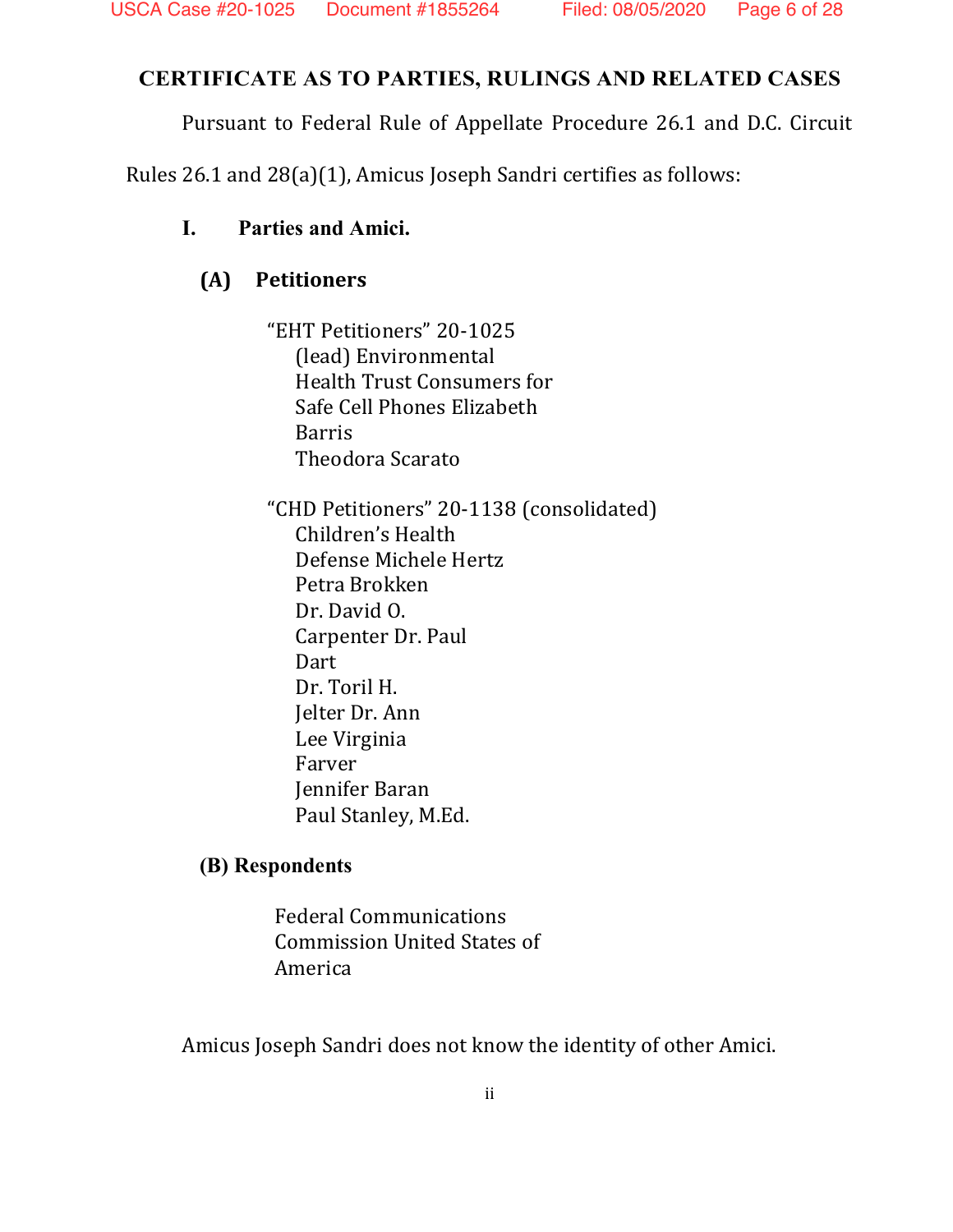## CERTIFICATE AS TO PARTIES, RULINGS AND RELATED CASES

Pursuant to Federal Rule of Appellate Procedure 26.1 and D.C. Circuit Rules 26.1 and 28(a)(1), Amicus Joseph Sandri certifies as follows:

### I. Parties and Amici.

#### (A) Petitioners

"EHT Petitioners" 20-1025
(lead) Environmental
Health Trust Consumers for
Safe Cell Phones Elizabeth
Barris
Theodora Scarato

"CHD Petitioners" 20-1138 (consolidated)
Children's Health
Defense Michele Hertz
Petra Brokken
Dr. David O.
Carpenter Dr. Paul
Dart
Dr. Toril H.
Jelter Dr. Ann
Lee Virginia
Farver
Jennifer Baran
Paul Stanley, M.Ed.

#### (B) Respondents

Federal Communications
Commission United States of
America

Amicus Joseph Sandri does not know the identity of other Amici.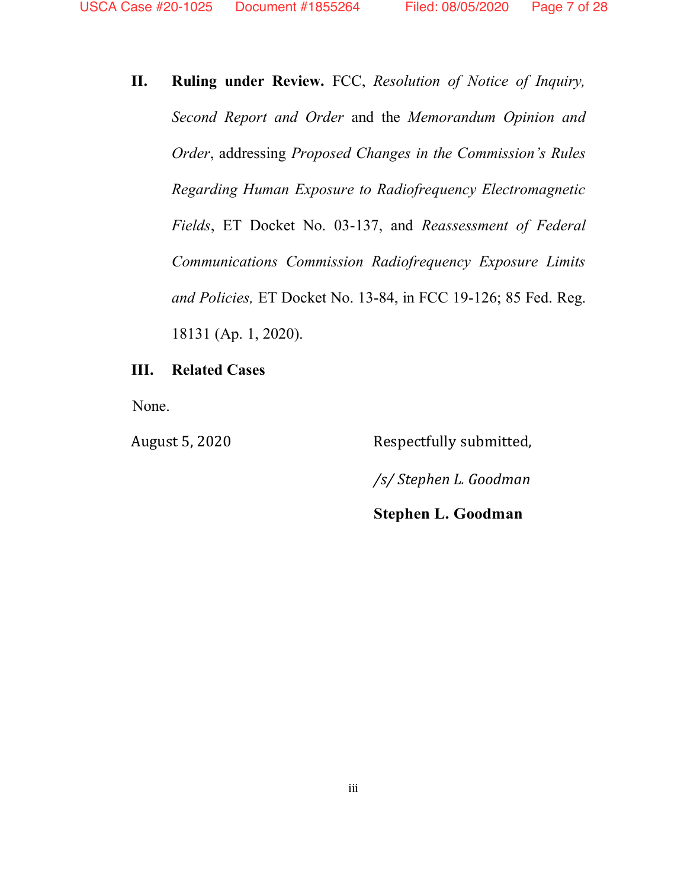**II. Ruling under Review.** FCC, *Resolution of Notice of Inquiry, Second Report and Order* and the *Memorandum Opinion and Order*, addressing *Proposed Changes in the Commission's Rules Regarding Human Exposure to Radiofrequency Electromagnetic Fields*, ET Docket No. 03-137, and *Reassessment of Federal Communications Commission Radiofrequency Exposure Limits and Policies,* ET Docket No. 13-84, in FCC 19-126; 85 Fed. Reg. 18131 (Ap. 1, 2020).

**III. Related Cases**

None.

August 5, 2020

Respectfully submitted,

*/s/ Stephen L. Goodman*

**Stephen L. Goodman**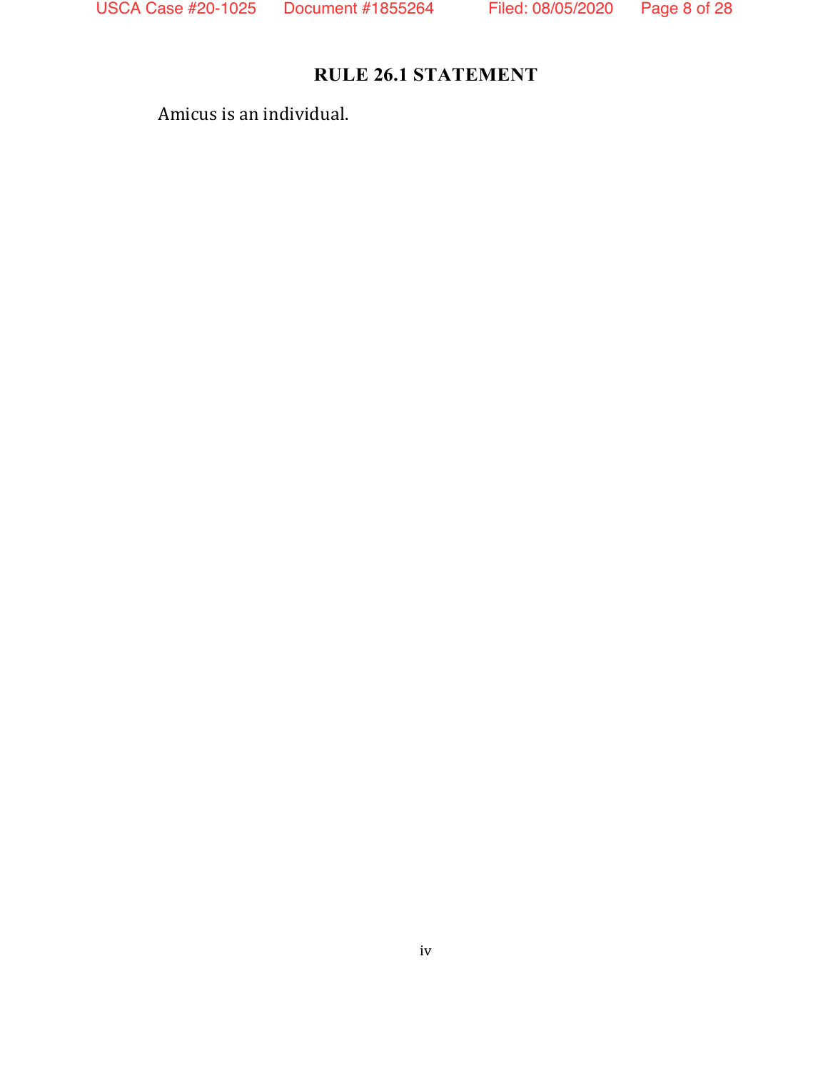## RULE 26.1 STATEMENT

Amicus is an individual.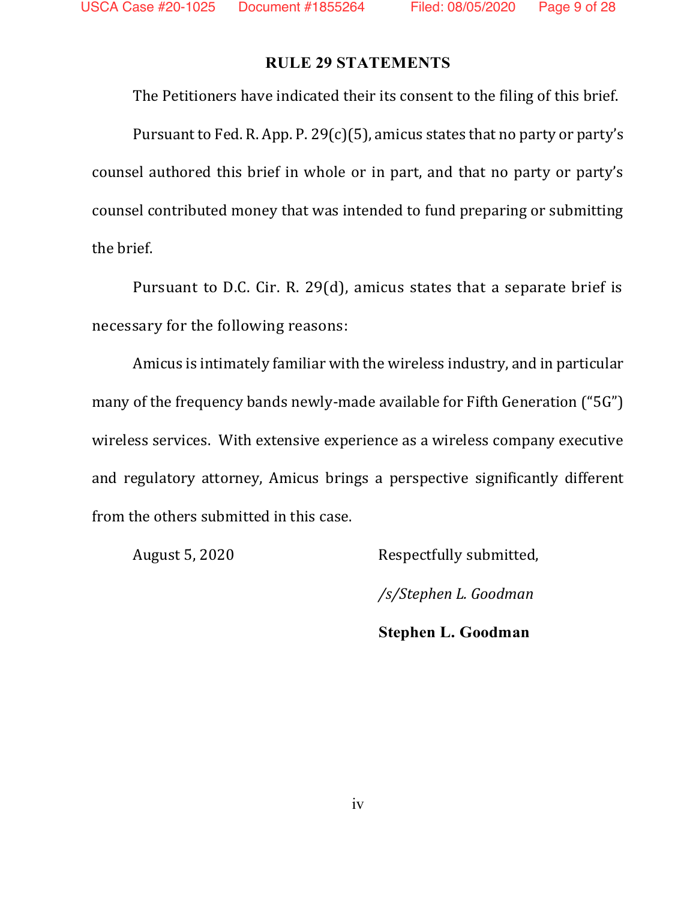## RULE 29 STATEMENTS

The Petitioners have indicated their its consent to the filing of this brief.

Pursuant to Fed. R. App. P. 29(c)(5), amicus states that no party or party's counsel authored this brief in whole or in part, and that no party or party's counsel contributed money that was intended to fund preparing or submitting the brief.

Pursuant to D.C. Cir. R. 29(d), amicus states that a separate brief is necessary for the following reasons:

Amicus is intimately familiar with the wireless industry, and in particular many of the frequency bands newly-made available for Fifth Generation ("5G") wireless services. With extensive experience as a wireless company executive and regulatory attorney, Amicus brings a perspective significantly different from the others submitted in this case.

August 5, 2020

Respectfully submitted,

*/s/Stephen L. Goodman*

**Stephen L. Goodman**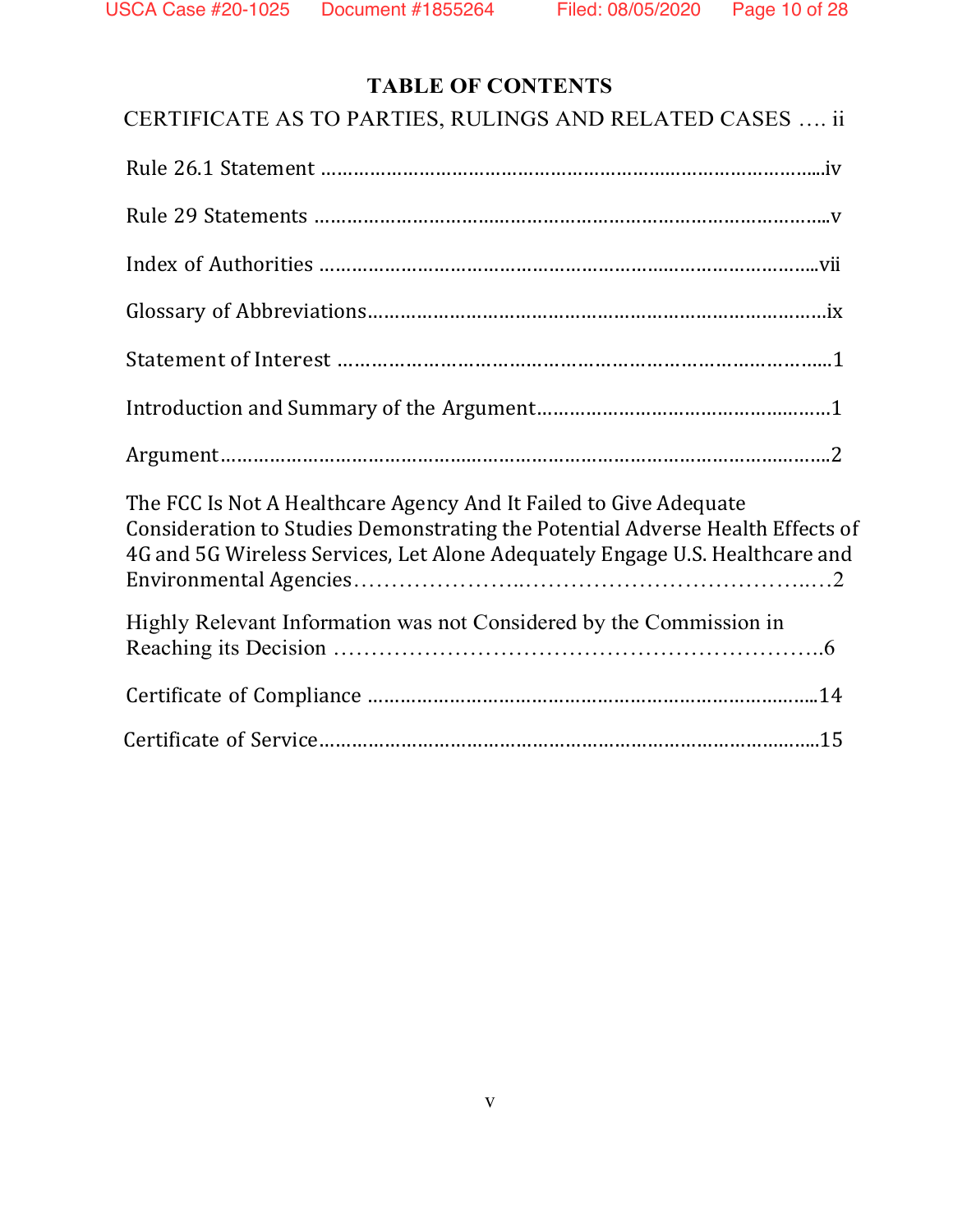# TABLE OF CONTENTS

CERTIFICATE AS TO PARTIES, RULINGS AND RELATED CASES …. ii

Rule 26.1 Statement ……………………………………………………………………...iv

Rule 29 Statements ……………………………………………………………………...v

Index of Authorities ……………………………………………………………………..vii

Glossary of Abbreviations…………………………………………………………………ix

Statement of Interest ……………………………………………………………………..1

Introduction and Summary of the Argument……………………………………………1

Argument…………………………………………………………………………………….2

The FCC Is Not A Healthcare Agency And It Failed to Give Adequate Consideration to Studies Demonstrating the Potential Adverse Health Effects of 4G and 5G Wireless Services, Let Alone Adequately Engage U.S. Healthcare and Environmental Agencies………………….…………………………….….2

Highly Relevant Information was not Considered by the Commission in Reaching its Decision ……………………………………………………….6

Certificate of Compliance ………………………………………………………………...14

Certificate of Service……………………………………………………………………...15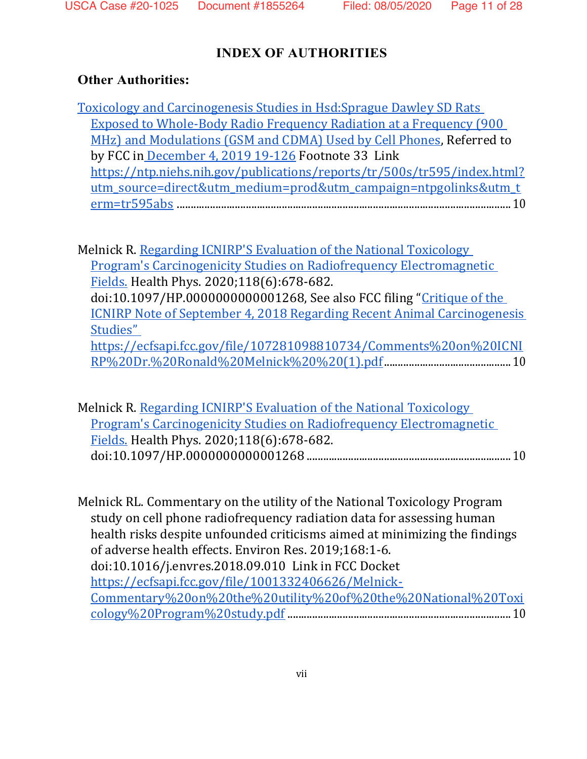# INDEX OF AUTHORITIES

## Other Authorities:

Toxicology and Carcinogenesis Studies in Hsd:Sprague Dawley SD Rats Exposed to Whole-Body Radio Frequency Radiation at a Frequency (900 MHz) and Modulations (GSM and CDMA) Used by Cell Phones, Referred to by FCC in December 4, 2019 19-126 Footnote 33 Link https://ntp.niehs.nih.gov/publications/reports/tr/500s/tr595/index.html?utm_source=direct&utm_medium=prod&utm_campaign=ntpgolinks&utm_term=tr595abs ........ 10

Melnick R. Regarding ICNIRP'S Evaluation of the National Toxicology Program's Carcinogenicity Studies on Radiofrequency Electromagnetic Fields. Health Phys. 2020;118(6):678-682. doi:10.1097/HP.0000000000001268, See also FCC filing "Critique of the ICNIRP Note of September 4, 2018 Regarding Recent Animal Carcinogenesis Studies" https://ecfsapi.fcc.gov/file/107281098810734/Comments%20on%20ICNIRP%20Dr.%20Ronald%20Melnick%20%20(1).pdf ........ 10

Melnick R. Regarding ICNIRP'S Evaluation of the National Toxicology Program's Carcinogenicity Studies on Radiofrequency Electromagnetic Fields. Health Phys. 2020;118(6):678-682. doi:10.1097/HP.0000000000001268 ........ 10

Melnick RL. Commentary on the utility of the National Toxicology Program study on cell phone radiofrequency radiation data for assessing human health risks despite unfounded criticisms aimed at minimizing the findings of adverse health effects. Environ Res. 2019;168:1-6. doi:10.1016/j.envres.2018.09.010 Link in FCC Docket https://ecfsapi.fcc.gov/file/1001332406626/Melnick-Commentary%20on%20the%20utility%20of%20the%20National%20Toxicology%20Program%20study.pdf ........ 10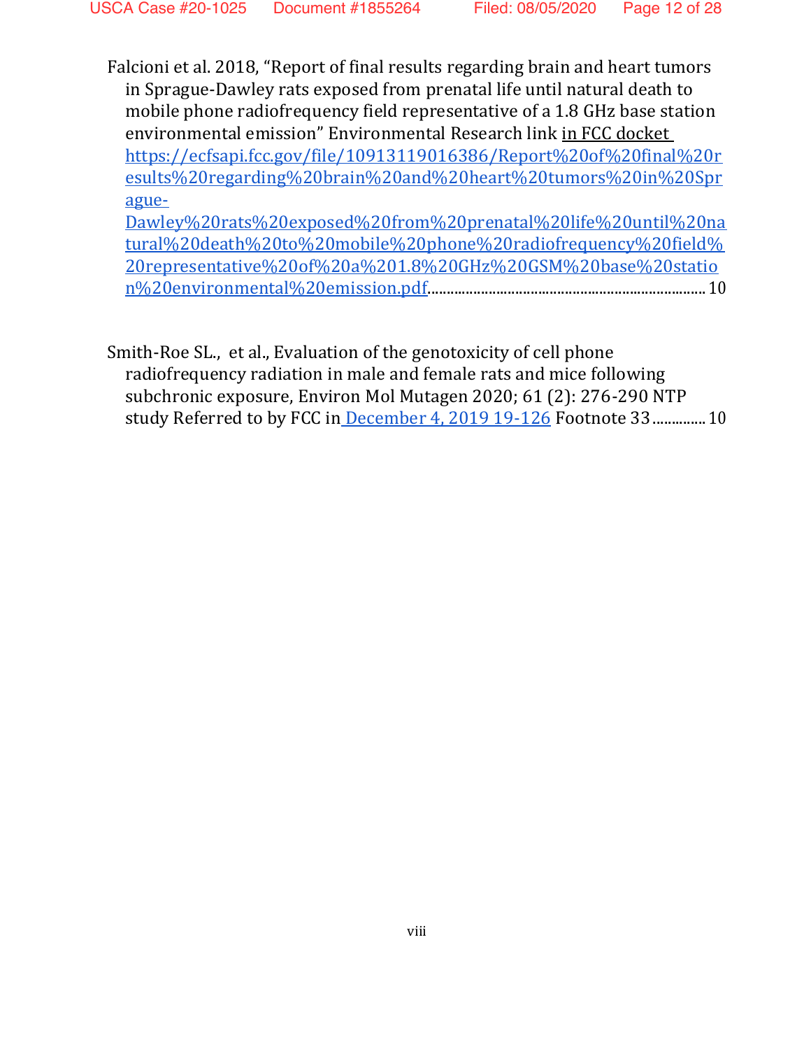Falcioni et al. 2018, "Report of final results regarding brain and heart tumors in Sprague-Dawley rats exposed from prenatal life until natural death to mobile phone radiofrequency field representative of a 1.8 GHz base station environmental emission" Environmental Research link in FCC docket https://ecfsapi.fcc.gov/file/10913119016386/Report%20of%20final%20results%20regarding%20brain%20and%20heart%20tumors%20in%20Sprague-Dawley%20rats%20exposed%20from%20prenatal%20life%20until%20natural%20death%20to%20mobile%20phone%20radiofrequency%20field%20representative%20of%20a%201.8%20GHz%20GSM%20base%20station%20environmental%20emission.pdf........................................................................ 10

Smith-Roe SL., et al., Evaluation of the genotoxicity of cell phone radiofrequency radiation in male and female rats and mice following subchronic exposure, Environ Mol Mutagen 2020; 61 (2): 276-290 NTP study Referred to by FCC in December 4, 2019 19-126 Footnote 33 ............. 10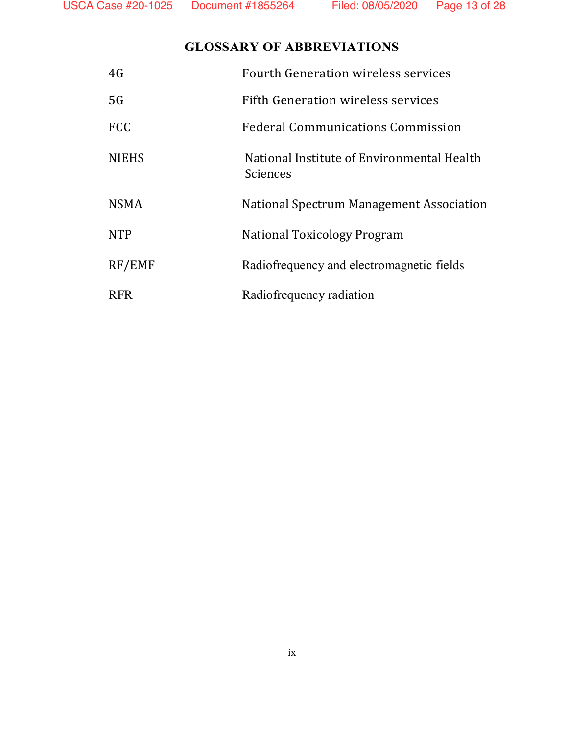## GLOSSARY OF ABBREVIATIONS

| | |
|---|---|
| 4G | Fourth Generation wireless services |
| 5G | Fifth Generation wireless services |
| FCC | Federal Communications Commission |
| NIEHS | National Institute of Environmental Health Sciences |
| NSMA | National Spectrum Management Association |
| NTP | National Toxicology Program |
| RF/EMF | Radiofrequency and electromagnetic fields |
| RFR | Radiofrequency radiation |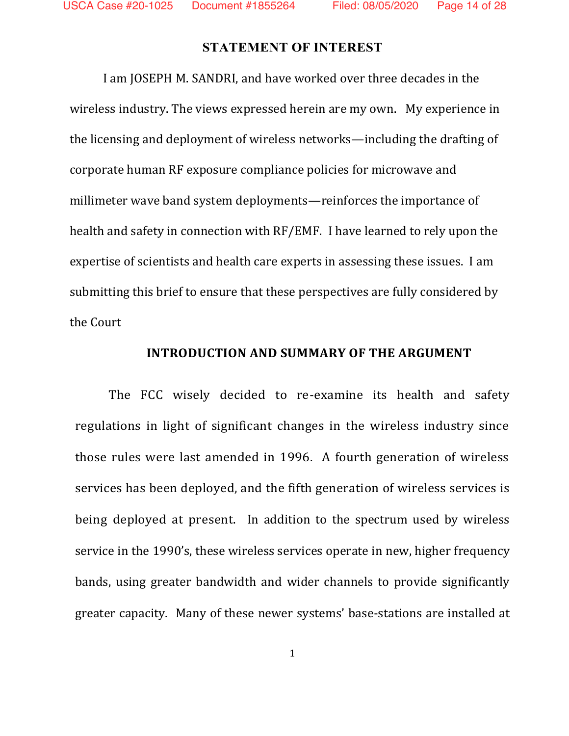## STATEMENT OF INTEREST

I am JOSEPH M. SANDRI, and have worked over three decades in the wireless industry. The views expressed herein are my own. My experience in the licensing and deployment of wireless networks—including the drafting of corporate human RF exposure compliance policies for microwave and millimeter wave band system deployments—reinforces the importance of health and safety in connection with RF/EMF. I have learned to rely upon the expertise of scientists and health care experts in assessing these issues. I am submitting this brief to ensure that these perspectives are fully considered by the Court

## INTRODUCTION AND SUMMARY OF THE ARGUMENT

The FCC wisely decided to re-examine its health and safety regulations in light of significant changes in the wireless industry since those rules were last amended in 1996. A fourth generation of wireless services has been deployed, and the fifth generation of wireless services is being deployed at present. In addition to the spectrum used by wireless service in the 1990's, these wireless services operate in new, higher frequency bands, using greater bandwidth and wider channels to provide significantly greater capacity. Many of these newer systems' base-stations are installed at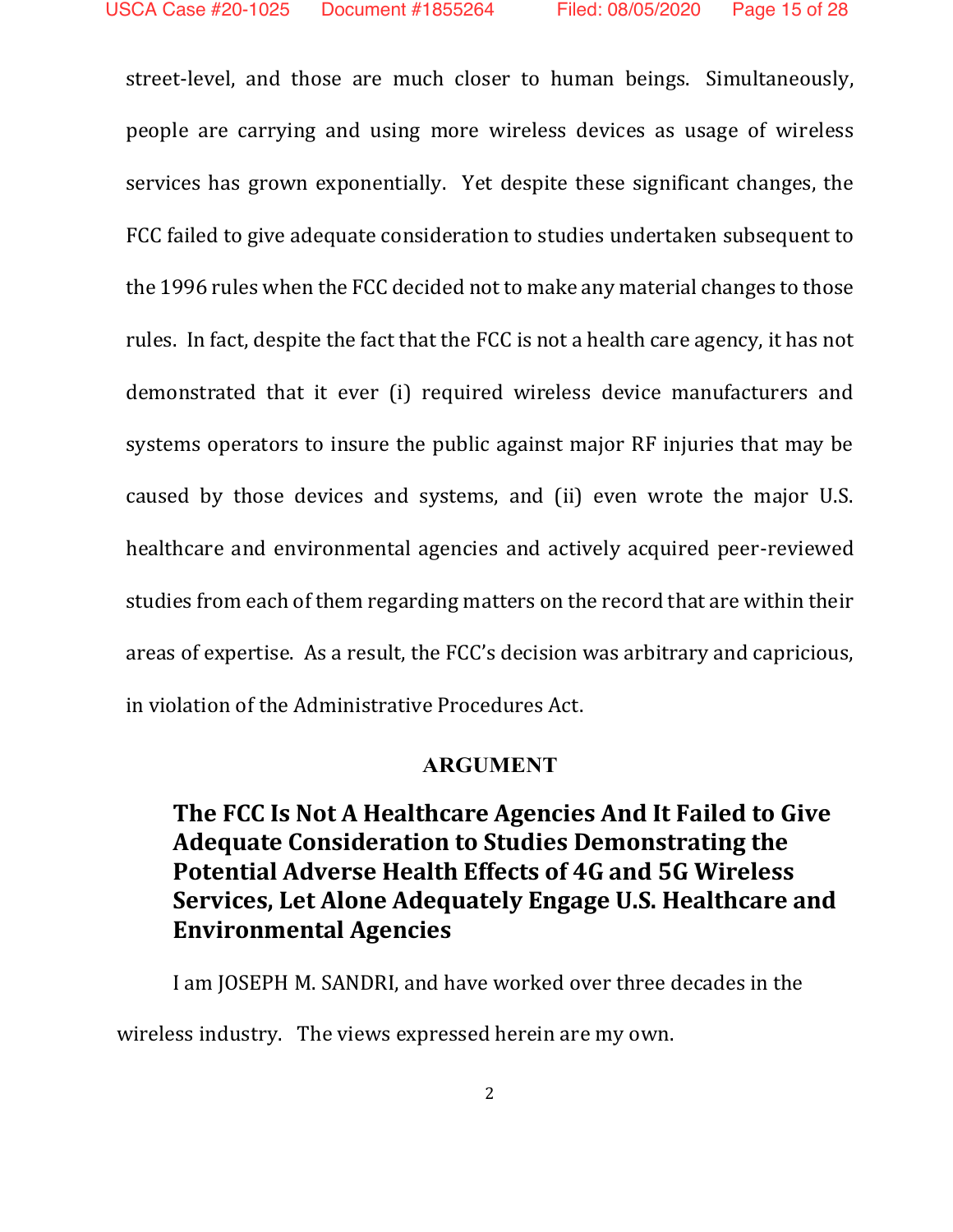street-level, and those are much closer to human beings. Simultaneously, people are carrying and using more wireless devices as usage of wireless services has grown exponentially. Yet despite these significant changes, the FCC failed to give adequate consideration to studies undertaken subsequent to the 1996 rules when the FCC decided not to make any material changes to those rules. In fact, despite the fact that the FCC is not a health care agency, it has not demonstrated that it ever (i) required wireless device manufacturers and systems operators to insure the public against major RF injuries that may be caused by those devices and systems, and (ii) even wrote the major U.S. healthcare and environmental agencies and actively acquired peer-reviewed studies from each of them regarding matters on the record that are within their areas of expertise. As a result, the FCC's decision was arbitrary and capricious, in violation of the Administrative Procedures Act.

## ARGUMENT

### The FCC Is Not A Healthcare Agencies And It Failed to Give Adequate Consideration to Studies Demonstrating the Potential Adverse Health Effects of 4G and 5G Wireless Services, Let Alone Adequately Engage U.S. Healthcare and Environmental Agencies

I am JOSEPH M. SANDRI, and have worked over three decades in the wireless industry. The views expressed herein are my own.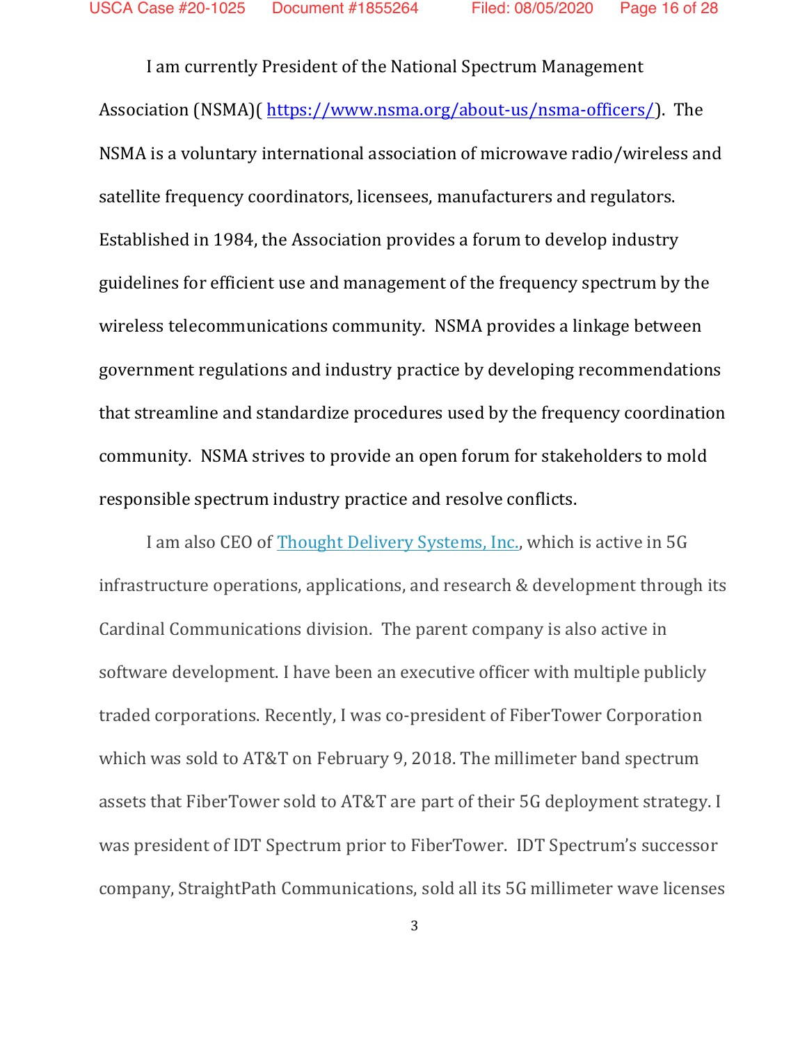I am currently President of the National Spectrum Management Association (NSMA)( https://www.nsma.org/about-us/nsma-officers/). The NSMA is a voluntary international association of microwave radio/wireless and satellite frequency coordinators, licensees, manufacturers and regulators. Established in 1984, the Association provides a forum to develop industry guidelines for efficient use and management of the frequency spectrum by the wireless telecommunications community. NSMA provides a linkage between government regulations and industry practice by developing recommendations that streamline and standardize procedures used by the frequency coordination community. NSMA strives to provide an open forum for stakeholders to mold responsible spectrum industry practice and resolve conflicts.

I am also CEO of Thought Delivery Systems, Inc., which is active in 5G infrastructure operations, applications, and research & development through its Cardinal Communications division. The parent company is also active in software development. I have been an executive officer with multiple publicly traded corporations. Recently, I was co-president of FiberTower Corporation which was sold to AT&T on February 9, 2018. The millimeter band spectrum assets that FiberTower sold to AT&T are part of their 5G deployment strategy. I was president of IDT Spectrum prior to FiberTower. IDT Spectrum's successor company, StraightPath Communications, sold all its 5G millimeter wave licenses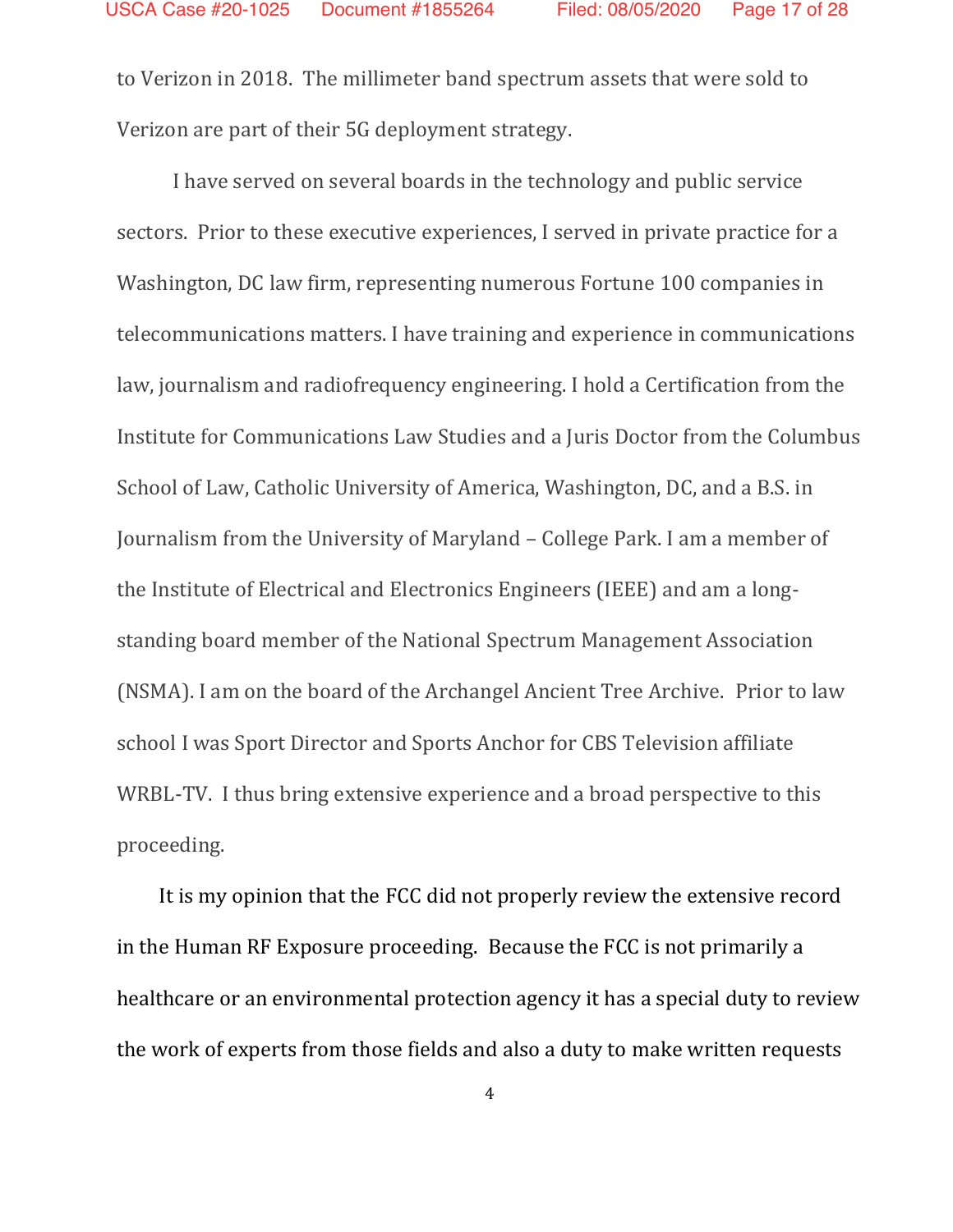to Verizon in 2018. The millimeter band spectrum assets that were sold to Verizon are part of their 5G deployment strategy.

I have served on several boards in the technology and public service sectors. Prior to these executive experiences, I served in private practice for a Washington, DC law firm, representing numerous Fortune 100 companies in telecommunications matters. I have training and experience in communications law, journalism and radiofrequency engineering. I hold a Certification from the Institute for Communications Law Studies and a Juris Doctor from the Columbus School of Law, Catholic University of America, Washington, DC, and a B.S. in Journalism from the University of Maryland – College Park. I am a member of the Institute of Electrical and Electronics Engineers (IEEE) and am a long-standing board member of the National Spectrum Management Association (NSMA). I am on the board of the Archangel Ancient Tree Archive. Prior to law school I was Sport Director and Sports Anchor for CBS Television affiliate WRBL-TV. I thus bring extensive experience and a broad perspective to this proceeding.

It is my opinion that the FCC did not properly review the extensive record in the Human RF Exposure proceeding. Because the FCC is not primarily a healthcare or an environmental protection agency it has a special duty to review the work of experts from those fields and also a duty to make written requests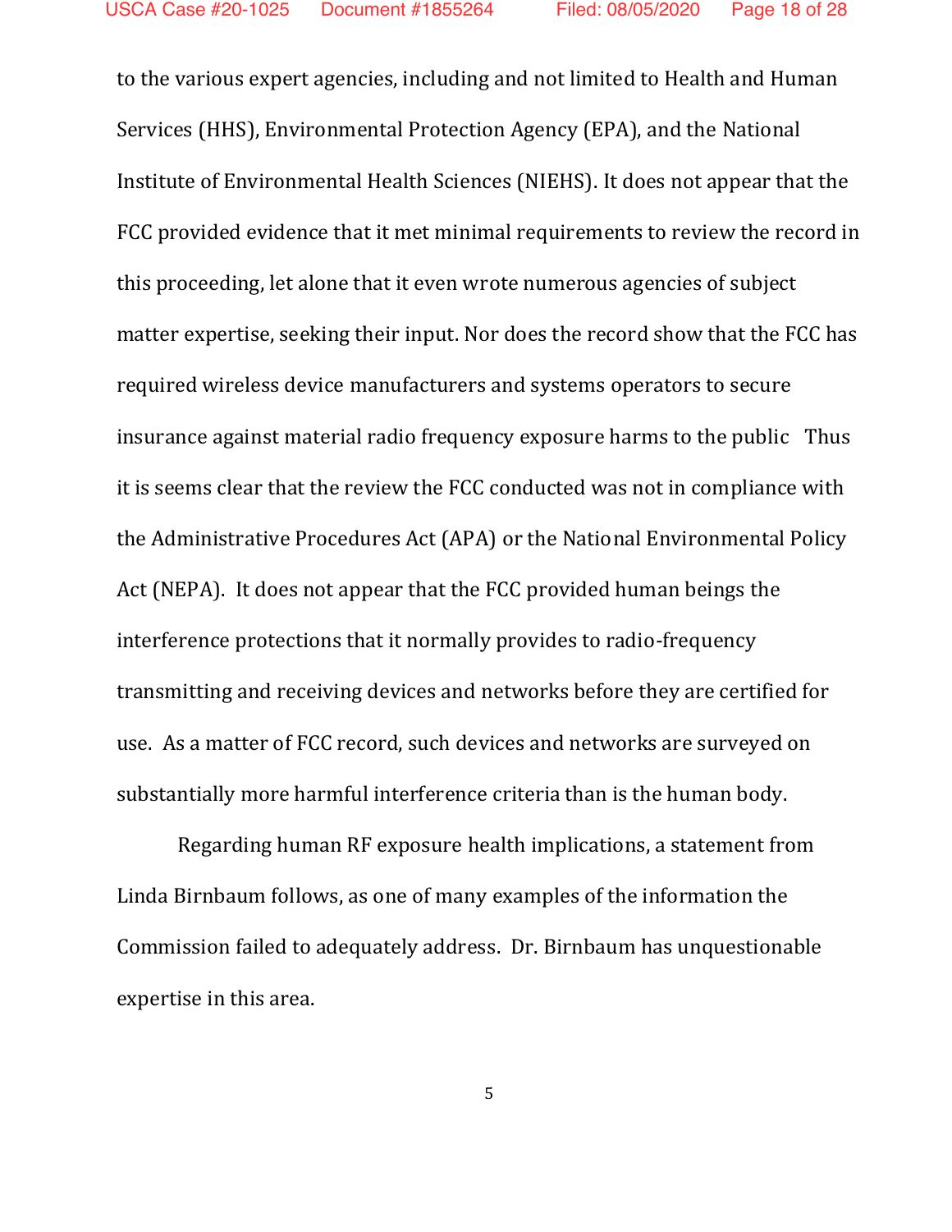to the various expert agencies, including and not limited to Health and Human Services (HHS), Environmental Protection Agency (EPA), and the National Institute of Environmental Health Sciences (NIEHS). It does not appear that the FCC provided evidence that it met minimal requirements to review the record in this proceeding, let alone that it even wrote numerous agencies of subject matter expertise, seeking their input. Nor does the record show that the FCC has required wireless device manufacturers and systems operators to secure insurance against material radio frequency exposure harms to the public Thus it is seems clear that the review the FCC conducted was not in compliance with the Administrative Procedures Act (APA) or the National Environmental Policy Act (NEPA). It does not appear that the FCC provided human beings the interference protections that it normally provides to radio-frequency transmitting and receiving devices and networks before they are certified for use. As a matter of FCC record, such devices and networks are surveyed on substantially more harmful interference criteria than is the human body.

Regarding human RF exposure health implications, a statement from Linda Birnbaum follows, as one of many examples of the information the Commission failed to adequately address. Dr. Birnbaum has unquestionable expertise in this area.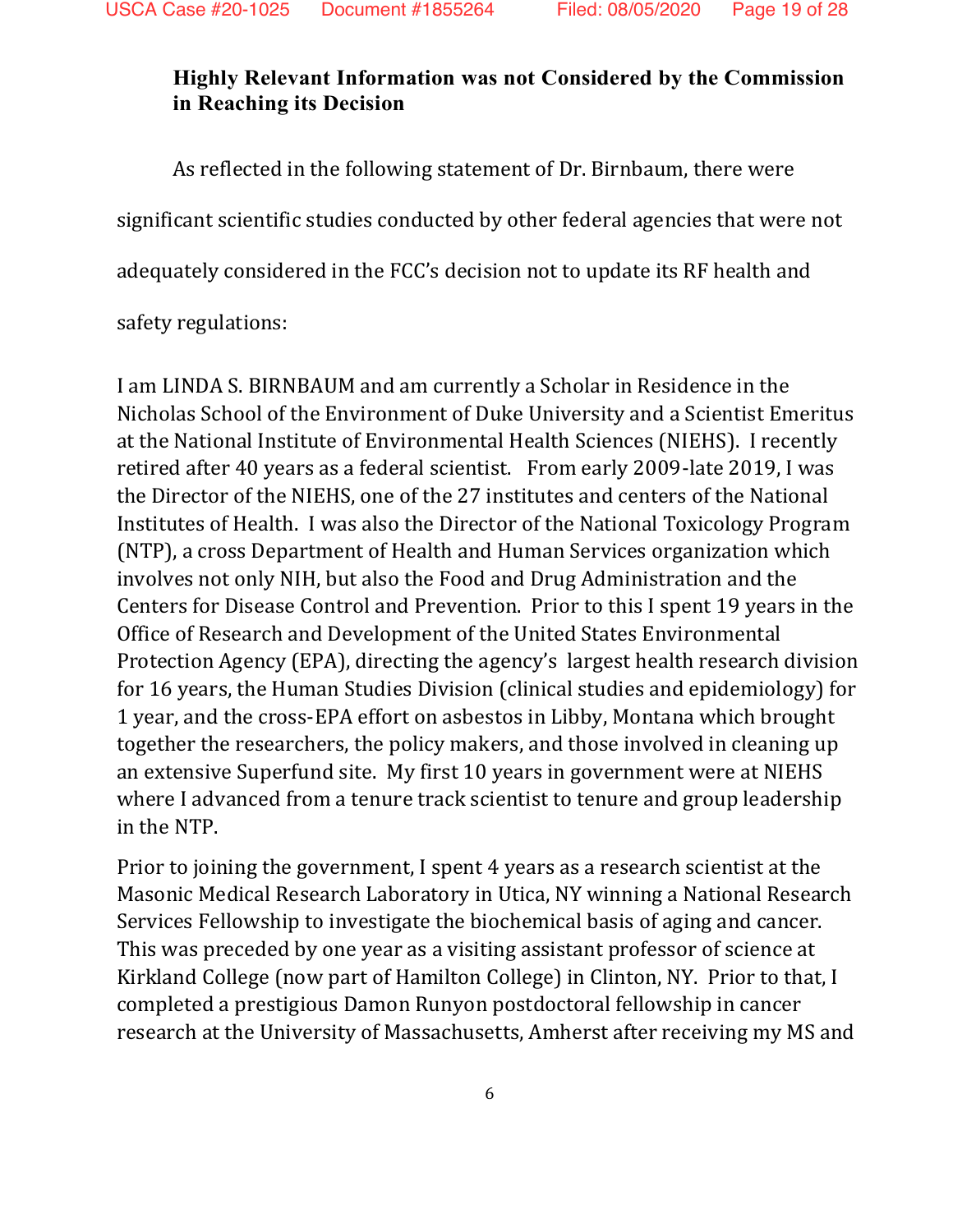**Highly Relevant Information was not Considered by the Commission in Reaching its Decision**

As reflected in the following statement of Dr. Birnbaum, there were significant scientific studies conducted by other federal agencies that were not adequately considered in the FCC's decision not to update its RF health and safety regulations:

> I am LINDA S. BIRNBAUM and am currently a Scholar in Residence in the Nicholas School of the Environment of Duke University and a Scientist Emeritus at the National Institute of Environmental Health Sciences (NIEHS). I recently retired after 40 years as a federal scientist. From early 2009-late 2019, I was the Director of the NIEHS, one of the 27 institutes and centers of the National Institutes of Health. I was also the Director of the National Toxicology Program (NTP), a cross Department of Health and Human Services organization which involves not only NIH, but also the Food and Drug Administration and the Centers for Disease Control and Prevention. Prior to this I spent 19 years in the Office of Research and Development of the United States Environmental Protection Agency (EPA), directing the agency's largest health research division for 16 years, the Human Studies Division (clinical studies and epidemiology) for 1 year, and the cross-EPA effort on asbestos in Libby, Montana which brought together the researchers, the policy makers, and those involved in cleaning up an extensive Superfund site. My first 10 years in government were at NIEHS where I advanced from a tenure track scientist to tenure and group leadership in the NTP.
>
> Prior to joining the government, I spent 4 years as a research scientist at the Masonic Medical Research Laboratory in Utica, NY winning a National Research Services Fellowship to investigate the biochemical basis of aging and cancer. This was preceded by one year as a visiting assistant professor of science at Kirkland College (now part of Hamilton College) in Clinton, NY. Prior to that, I completed a prestigious Damon Runyon postdoctoral fellowship in cancer research at the University of Massachusetts, Amherst after receiving my MS and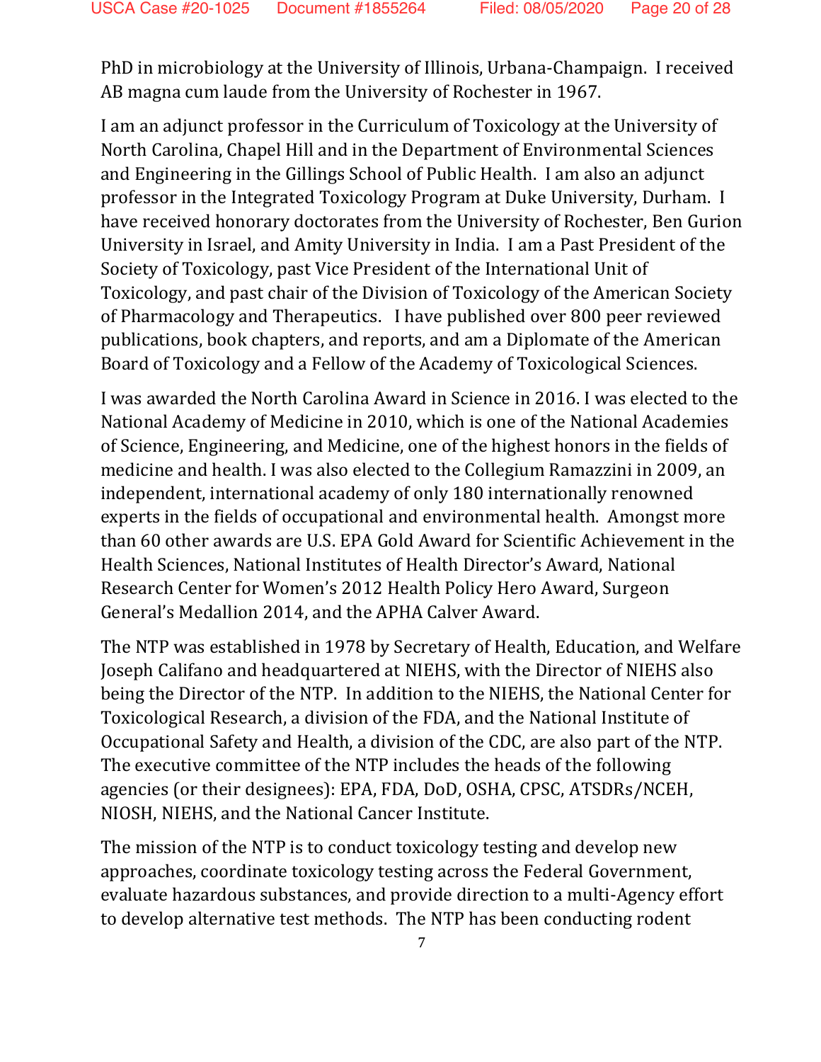PhD in microbiology at the University of Illinois, Urbana-Champaign. I received AB magna cum laude from the University of Rochester in 1967.

I am an adjunct professor in the Curriculum of Toxicology at the University of North Carolina, Chapel Hill and in the Department of Environmental Sciences and Engineering in the Gillings School of Public Health. I am also an adjunct professor in the Integrated Toxicology Program at Duke University, Durham. I have received honorary doctorates from the University of Rochester, Ben Gurion University in Israel, and Amity University in India. I am a Past President of the Society of Toxicology, past Vice President of the International Unit of Toxicology, and past chair of the Division of Toxicology of the American Society of Pharmacology and Therapeutics. I have published over 800 peer reviewed publications, book chapters, and reports, and am a Diplomate of the American Board of Toxicology and a Fellow of the Academy of Toxicological Sciences.

I was awarded the North Carolina Award in Science in 2016. I was elected to the National Academy of Medicine in 2010, which is one of the National Academies of Science, Engineering, and Medicine, one of the highest honors in the fields of medicine and health. I was also elected to the Collegium Ramazzini in 2009, an independent, international academy of only 180 internationally renowned experts in the fields of occupational and environmental health. Amongst more than 60 other awards are U.S. EPA Gold Award for Scientific Achievement in the Health Sciences, National Institutes of Health Director's Award, National Research Center for Women's 2012 Health Policy Hero Award, Surgeon General's Medallion 2014, and the APHA Calver Award.

The NTP was established in 1978 by Secretary of Health, Education, and Welfare Joseph Califano and headquartered at NIEHS, with the Director of NIEHS also being the Director of the NTP. In addition to the NIEHS, the National Center for Toxicological Research, a division of the FDA, and the National Institute of Occupational Safety and Health, a division of the CDC, are also part of the NTP. The executive committee of the NTP includes the heads of the following agencies (or their designees): EPA, FDA, DoD, OSHA, CPSC, ATSDRs/NCEH, NIOSH, NIEHS, and the National Cancer Institute.

The mission of the NTP is to conduct toxicology testing and develop new approaches, coordinate toxicology testing across the Federal Government, evaluate hazardous substances, and provide direction to a multi-Agency effort to develop alternative test methods. The NTP has been conducting rodent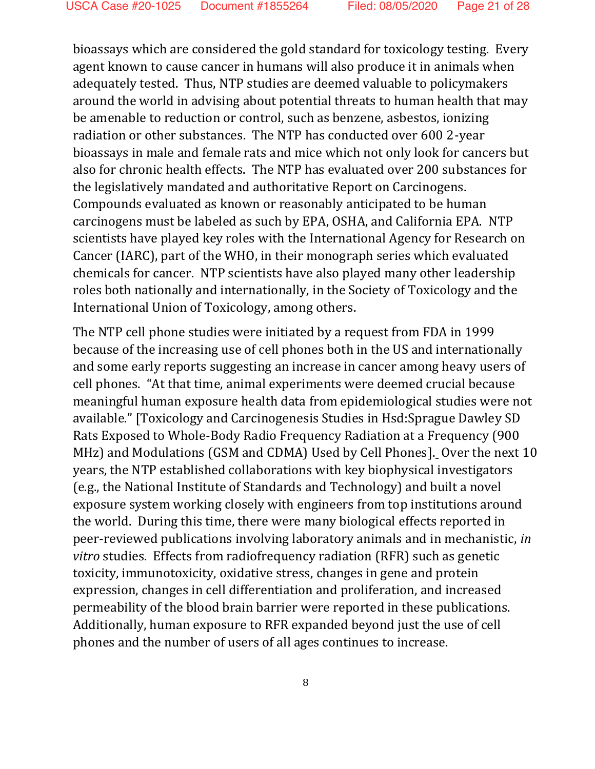bioassays which are considered the gold standard for toxicology testing. Every agent known to cause cancer in humans will also produce it in animals when adequately tested. Thus, NTP studies are deemed valuable to policymakers around the world in advising about potential threats to human health that may be amenable to reduction or control, such as benzene, asbestos, ionizing radiation or other substances. The NTP has conducted over 600 2-year bioassays in male and female rats and mice which not only look for cancers but also for chronic health effects. The NTP has evaluated over 200 substances for the legislatively mandated and authoritative Report on Carcinogens. Compounds evaluated as known or reasonably anticipated to be human carcinogens must be labeled as such by EPA, OSHA, and California EPA. NTP scientists have played key roles with the International Agency for Research on Cancer (IARC), part of the WHO, in their monograph series which evaluated chemicals for cancer. NTP scientists have also played many other leadership roles both nationally and internationally, in the Society of Toxicology and the International Union of Toxicology, among others.

The NTP cell phone studies were initiated by a request from FDA in 1999 because of the increasing use of cell phones both in the US and internationally and some early reports suggesting an increase in cancer among heavy users of cell phones. "At that time, animal experiments were deemed crucial because meaningful human exposure health data from epidemiological studies were not available." [Toxicology and Carcinogenesis Studies in Hsd:Sprague Dawley SD Rats Exposed to Whole-Body Radio Frequency Radiation at a Frequency (900 MHz) and Modulations (GSM and CDMA) Used by Cell Phones]. Over the next 10 years, the NTP established collaborations with key biophysical investigators (e.g., the National Institute of Standards and Technology) and built a novel exposure system working closely with engineers from top institutions around the world. During this time, there were many biological effects reported in peer-reviewed publications involving laboratory animals and in mechanistic, *in vitro* studies. Effects from radiofrequency radiation (RFR) such as genetic toxicity, immunotoxicity, oxidative stress, changes in gene and protein expression, changes in cell differentiation and proliferation, and increased permeability of the blood brain barrier were reported in these publications. Additionally, human exposure to RFR expanded beyond just the use of cell phones and the number of users of all ages continues to increase.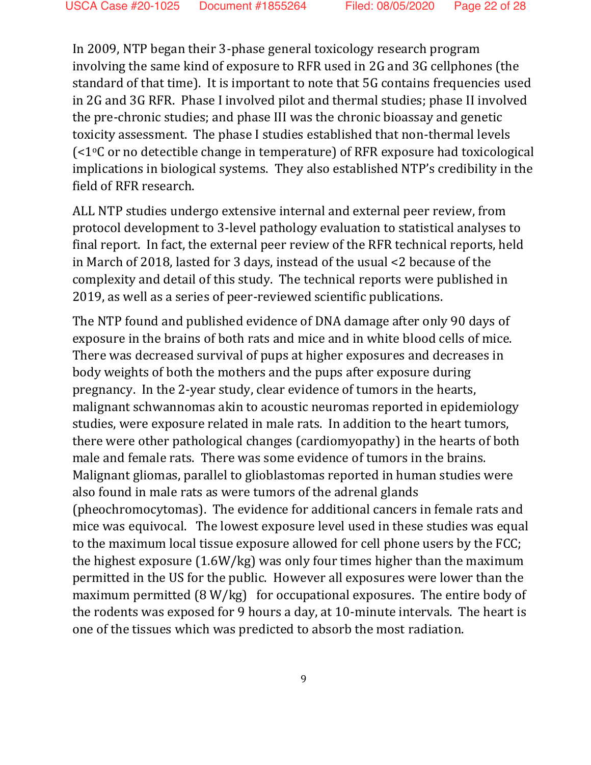In 2009, NTP began their 3-phase general toxicology research program involving the same kind of exposure to RFR used in 2G and 3G cellphones (the standard of that time). It is important to note that 5G contains frequencies used in 2G and 3G RFR. Phase I involved pilot and thermal studies; phase II involved the pre-chronic studies; and phase III was the chronic bioassay and genetic toxicity assessment. The phase I studies established that non-thermal levels (<1$^{o}$C or no detectible change in temperature) of RFR exposure had toxicological implications in biological systems. They also established NTP's credibility in the field of RFR research.

ALL NTP studies undergo extensive internal and external peer review, from protocol development to 3-level pathology evaluation to statistical analyses to final report. In fact, the external peer review of the RFR technical reports, held in March of 2018, lasted for 3 days, instead of the usual <2 because of the complexity and detail of this study. The technical reports were published in 2019, as well as a series of peer-reviewed scientific publications.

The NTP found and published evidence of DNA damage after only 90 days of exposure in the brains of both rats and mice and in white blood cells of mice. There was decreased survival of pups at higher exposures and decreases in body weights of both the mothers and the pups after exposure during pregnancy. In the 2-year study, clear evidence of tumors in the hearts, malignant schwannomas akin to acoustic neuromas reported in epidemiology studies, were exposure related in male rats. In addition to the heart tumors, there were other pathological changes (cardiomyopathy) in the hearts of both male and female rats. There was some evidence of tumors in the brains. Malignant gliomas, parallel to glioblastomas reported in human studies were also found in male rats as were tumors of the adrenal glands (pheochromocytomas). The evidence for additional cancers in female rats and mice was equivocal. The lowest exposure level used in these studies was equal to the maximum local tissue exposure allowed for cell phone users by the FCC; the highest exposure (1.6W/kg) was only four times higher than the maximum permitted in the US for the public. However all exposures were lower than the maximum permitted (8 W/kg) for occupational exposures. The entire body of the rodents was exposed for 9 hours a day, at 10-minute intervals. The heart is one of the tissues which was predicted to absorb the most radiation.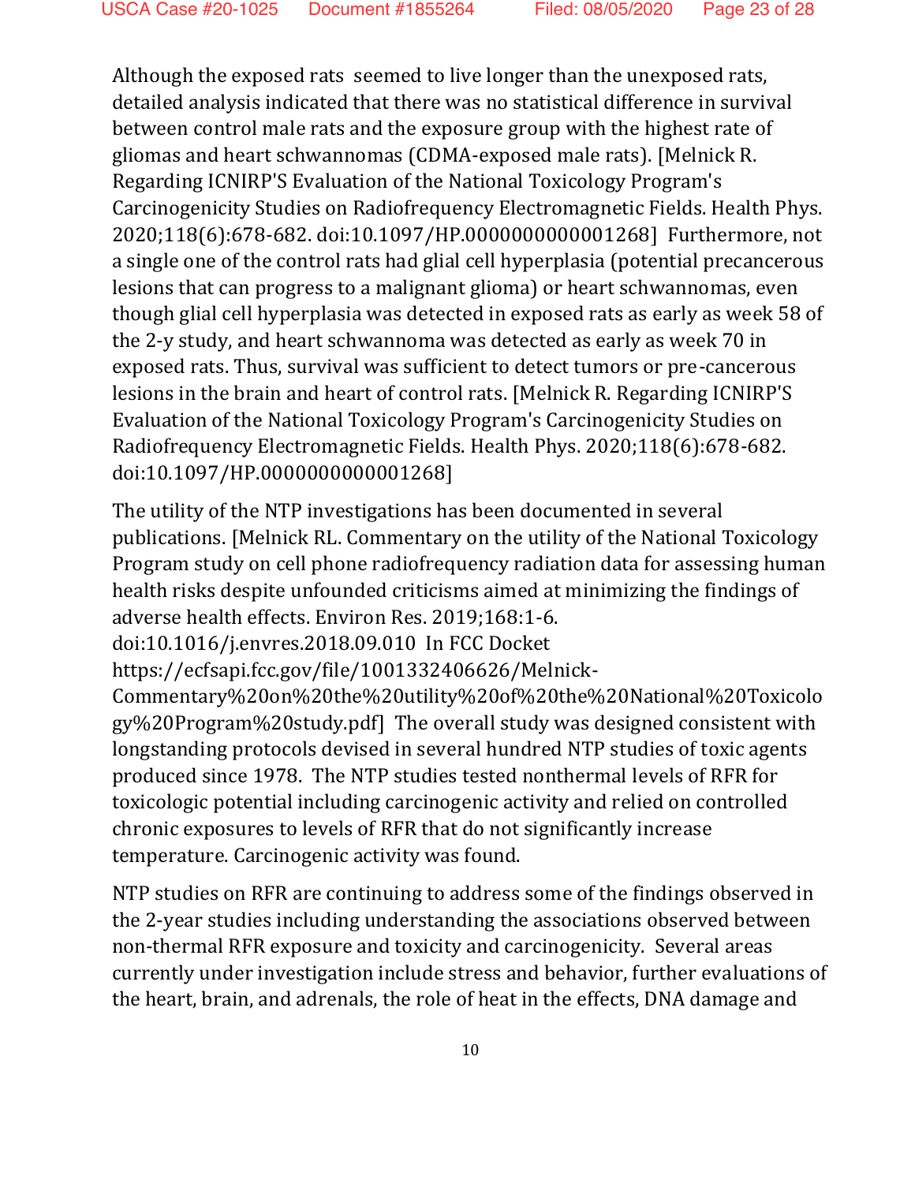Although the exposed rats  seemed to live longer than the unexposed rats, detailed analysis indicated that there was no statistical difference in survival between control male rats and the exposure group with the highest rate of gliomas and heart schwannomas (CDMA-exposed male rats). [Melnick R. Regarding ICNIRP'S Evaluation of the National Toxicology Program's Carcinogenicity Studies on Radiofrequency Electromagnetic Fields. Health Phys. 2020;118(6):678-682. doi:10.1097/HP.0000000000001268]  Furthermore, not a single one of the control rats had glial cell hyperplasia (potential precancerous lesions that can progress to a malignant glioma) or heart schwannomas, even though glial cell hyperplasia was detected in exposed rats as early as week 58 of the 2-y study, and heart schwannoma was detected as early as week 70 in exposed rats. Thus, survival was sufficient to detect tumors or pre-cancerous lesions in the brain and heart of control rats. [Melnick R. Regarding ICNIRP'S Evaluation of the National Toxicology Program's Carcinogenicity Studies on Radiofrequency Electromagnetic Fields. Health Phys. 2020;118(6):678-682. doi:10.1097/HP.0000000000001268]

The utility of the NTP investigations has been documented in several publications. [Melnick RL. Commentary on the utility of the National Toxicology Program study on cell phone radiofrequency radiation data for assessing human health risks despite unfounded criticisms aimed at minimizing the findings of adverse health effects. Environ Res. 2019;168:1-6. doi:10.1016/j.envres.2018.09.010  In FCC Docket https://ecfsapi.fcc.gov/file/1001332406626/Melnick-Commentary%20on%20the%20utility%20of%20the%20National%20Toxicology%20Program%20study.pdf]  The overall study was designed consistent with longstanding protocols devised in several hundred NTP studies of toxic agents produced since 1978.  The NTP studies tested nonthermal levels of RFR for toxicologic potential including carcinogenic activity and relied on controlled chronic exposures to levels of RFR that do not significantly increase temperature. Carcinogenic activity was found.

NTP studies on RFR are continuing to address some of the findings observed in the 2-year studies including understanding the associations observed between non-thermal RFR exposure and toxicity and carcinogenicity.  Several areas currently under investigation include stress and behavior, further evaluations of the heart, brain, and adrenals, the role of heat in the effects, DNA damage and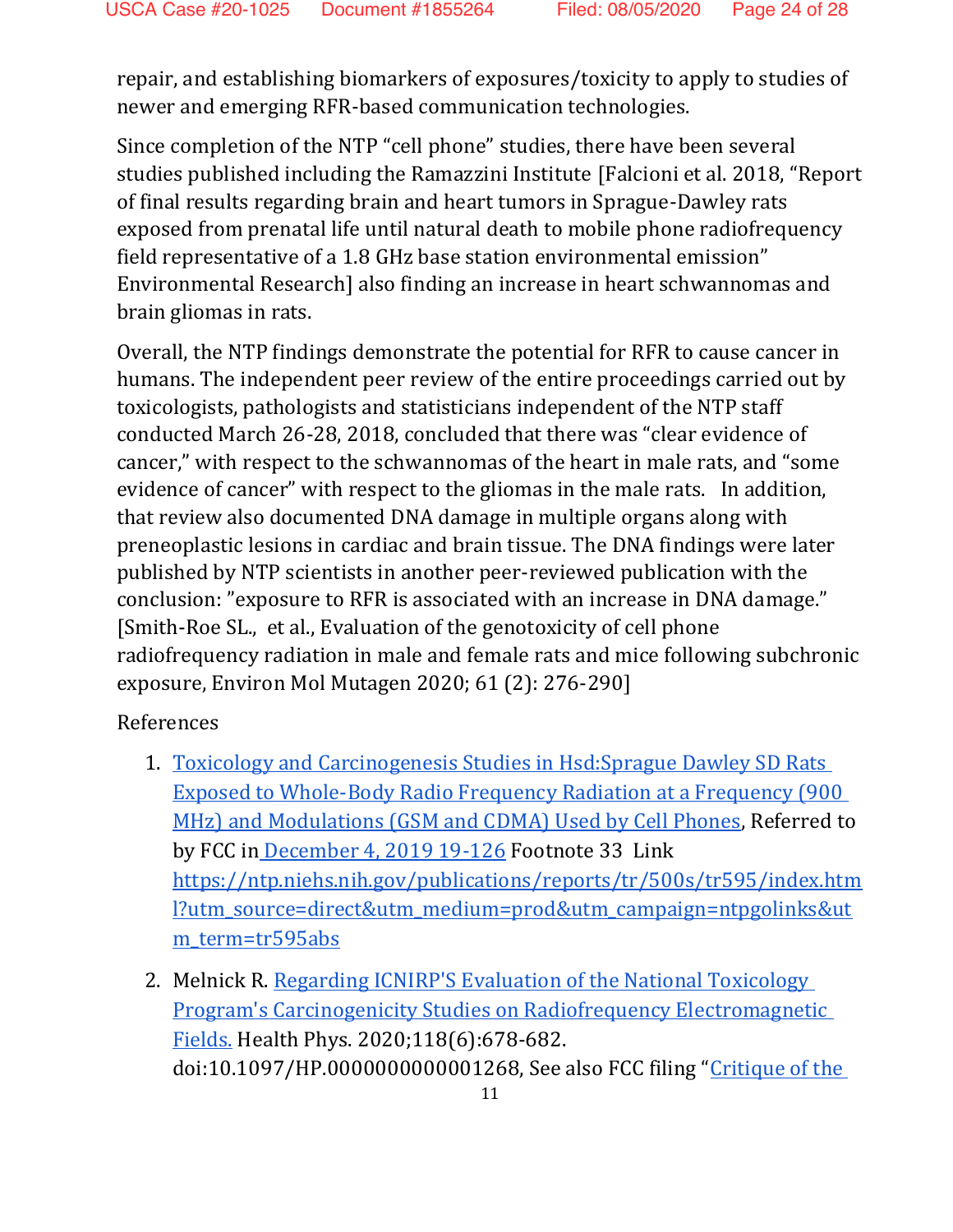repair, and establishing biomarkers of exposures/toxicity to apply to studies of newer and emerging RFR-based communication technologies.

Since completion of the NTP "cell phone" studies, there have been several studies published including the Ramazzini Institute [Falcioni et al. 2018, "Report of final results regarding brain and heart tumors in Sprague-Dawley rats exposed from prenatal life until natural death to mobile phone radiofrequency field representative of a 1.8 GHz base station environmental emission" Environmental Research] also finding an increase in heart schwannomas and brain gliomas in rats.

Overall, the NTP findings demonstrate the potential for RFR to cause cancer in humans. The independent peer review of the entire proceedings carried out by toxicologists, pathologists and statisticians independent of the NTP staff conducted March 26-28, 2018, concluded that there was "clear evidence of cancer," with respect to the schwannomas of the heart in male rats, and "some evidence of cancer" with respect to the gliomas in the male rats. In addition, that review also documented DNA damage in multiple organs along with preneoplastic lesions in cardiac and brain tissue. The DNA findings were later published by NTP scientists in another peer-reviewed publication with the conclusion: "exposure to RFR is associated with an increase in DNA damage." [Smith-Roe SL., et al., Evaluation of the genotoxicity of cell phone radiofrequency radiation in male and female rats and mice following subchronic exposure, Environ Mol Mutagen 2020; 61 (2): 276-290]

References

1. Toxicology and Carcinogenesis Studies in Hsd:Sprague Dawley SD Rats Exposed to Whole-Body Radio Frequency Radiation at a Frequency (900 MHz) and Modulations (GSM and CDMA) Used by Cell Phones, Referred to by FCC in December 4, 2019 19-126 Footnote 33 Link https://ntp.niehs.nih.gov/publications/reports/tr/500s/tr595/index.html?utm_source=direct&utm_medium=prod&utm_campaign=ntpgolinks&utm_term=tr595abs
2. Melnick R. Regarding ICNIRP'S Evaluation of the National Toxicology Program's Carcinogenicity Studies on Radiofrequency Electromagnetic Fields. Health Phys. 2020;118(6):678-682. doi:10.1097/HP.0000000000001268, See also FCC filing "Critique of the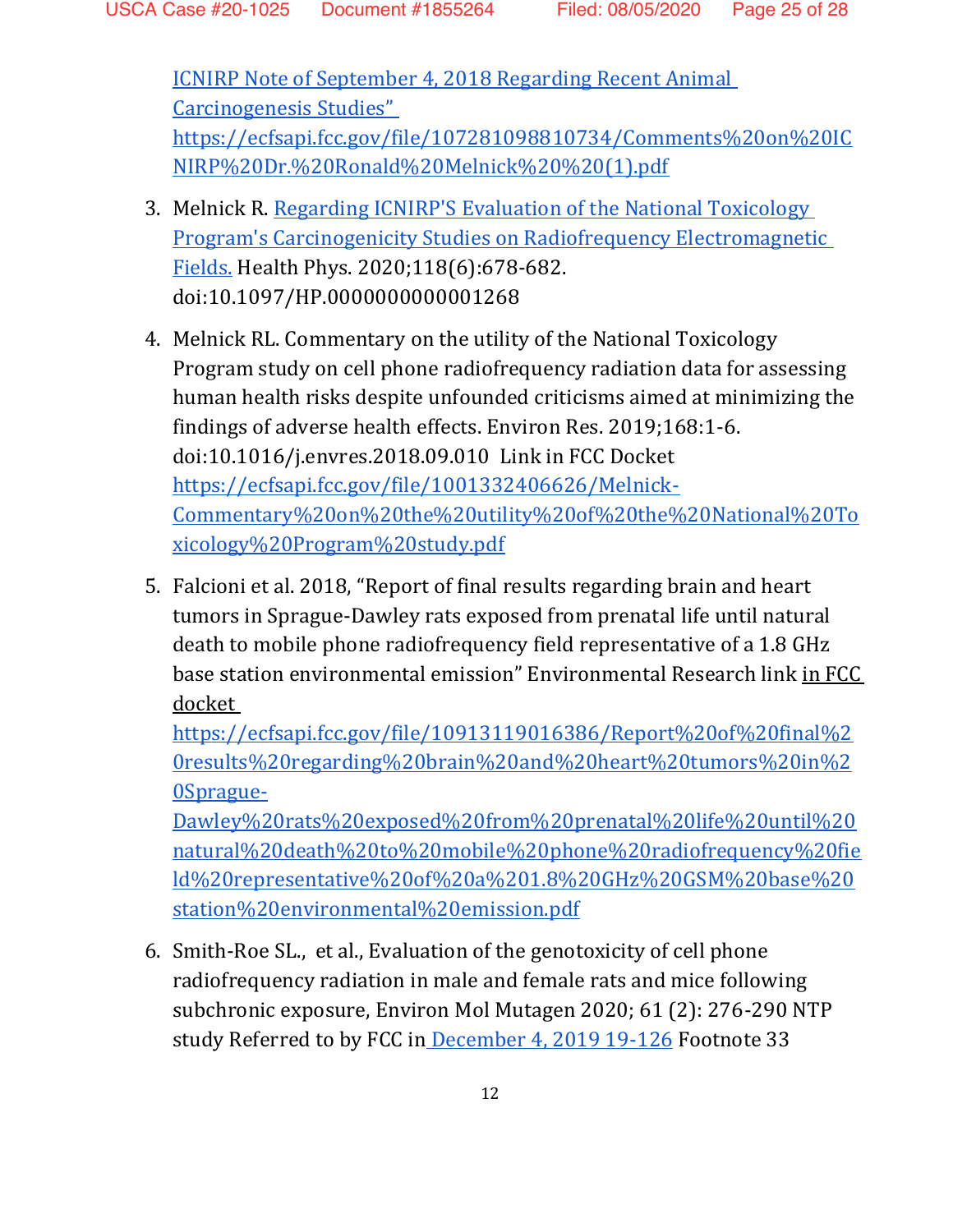[ICNIRP Note of September 4, 2018 Regarding Recent Animal Carcinogenesis Studies”](https://ecfsapi.fcc.gov/file/107281098810734/Comments%20on%20ICNIRP%20Dr.%20Ronald%20Melnick%20%20(1).pdf) https://ecfsapi.fcc.gov/file/107281098810734/Comments%20on%20ICNIRP%20Dr.%20Ronald%20Melnick%20%20(1).pdf

3. Melnick R. Regarding ICNIRP'S Evaluation of the National Toxicology Program's Carcinogenicity Studies on Radiofrequency Electromagnetic Fields. Health Phys. 2020;118(6):678-682. doi:10.1097/HP.0000000000001268

4. Melnick RL. Commentary on the utility of the National Toxicology Program study on cell phone radiofrequency radiation data for assessing human health risks despite unfounded criticisms aimed at minimizing the findings of adverse health effects. Environ Res. 2019;168:1-6. doi:10.1016/j.envres.2018.09.010 Link in FCC Docket https://ecfsapi.fcc.gov/file/1001332406626/Melnick-Commentary%20on%20the%20utility%20of%20the%20National%20Toxicology%20Program%20study.pdf

5. Falcioni et al. 2018, “Report of final results regarding brain and heart tumors in Sprague-Dawley rats exposed from prenatal life until natural death to mobile phone radiofrequency field representative of a 1.8 GHz base station environmental emission” Environmental Research link in FCC docket https://ecfsapi.fcc.gov/file/10913119016386/Report%20of%20final%20results%20regarding%20brain%20and%20heart%20tumors%20in%20Sprague-Dawley%20rats%20exposed%20from%20prenatal%20life%20until%20natural%20death%20to%20mobile%20phone%20radiofrequency%20field%20representative%20of%20a%201.8%20GHz%20GSM%20base%20station%20environmental%20emission.pdf

6. Smith-Roe SL., et al., Evaluation of the genotoxicity of cell phone radiofrequency radiation in male and female rats and mice following subchronic exposure, Environ Mol Mutagen 2020; 61 (2): 276-290 NTP study Referred to by FCC in December 4, 2019 19-126 Footnote 33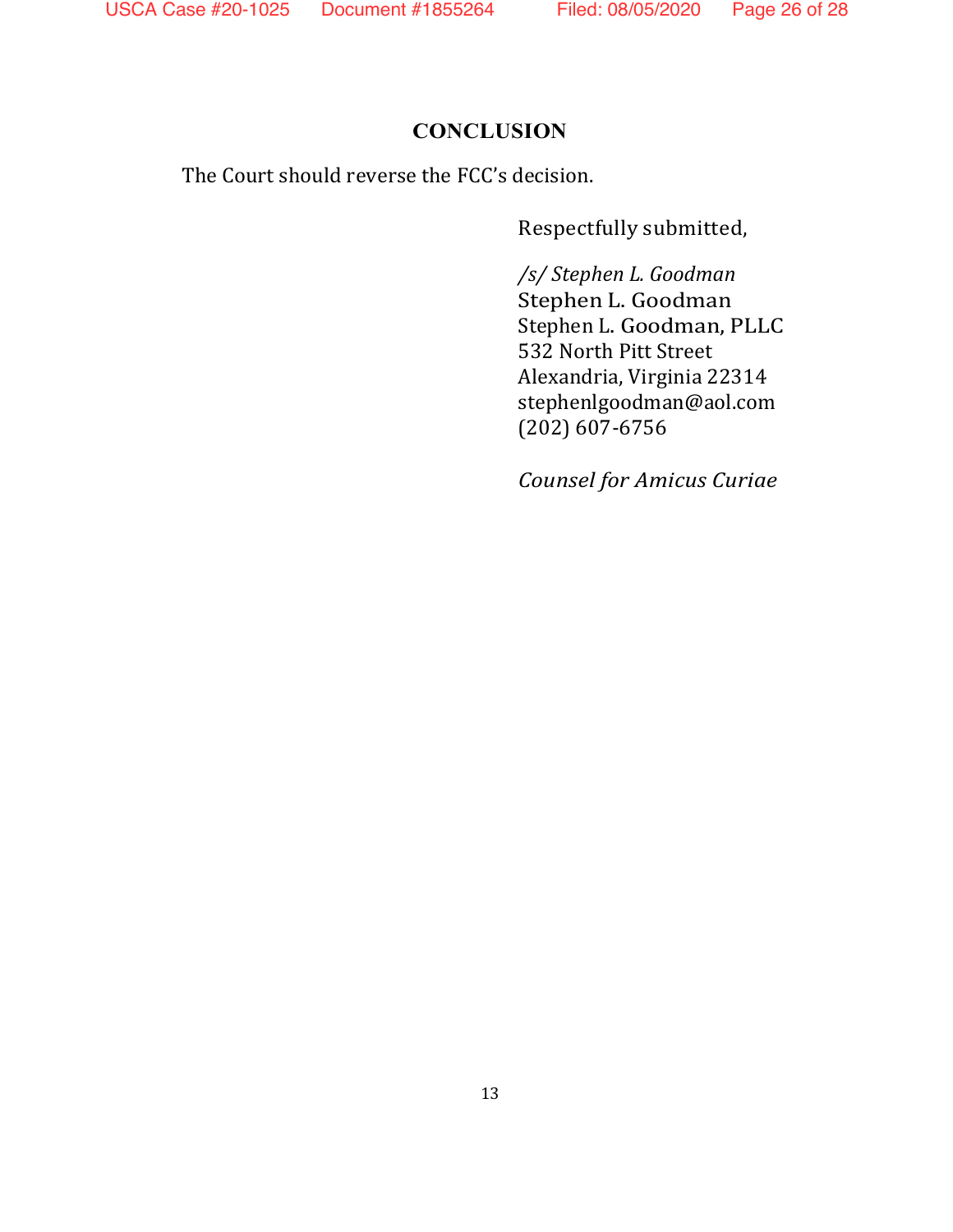## CONCLUSION

The Court should reverse the FCC's decision.

Respectfully submitted,

*/s/ Stephen L. Goodman*
Stephen L. Goodman
Stephen L. Goodman, PLLC
532 North Pitt Street
Alexandria, Virginia 22314
stephenlgoodman@aol.com
(202) 607-6756

*Counsel for Amicus Curiae*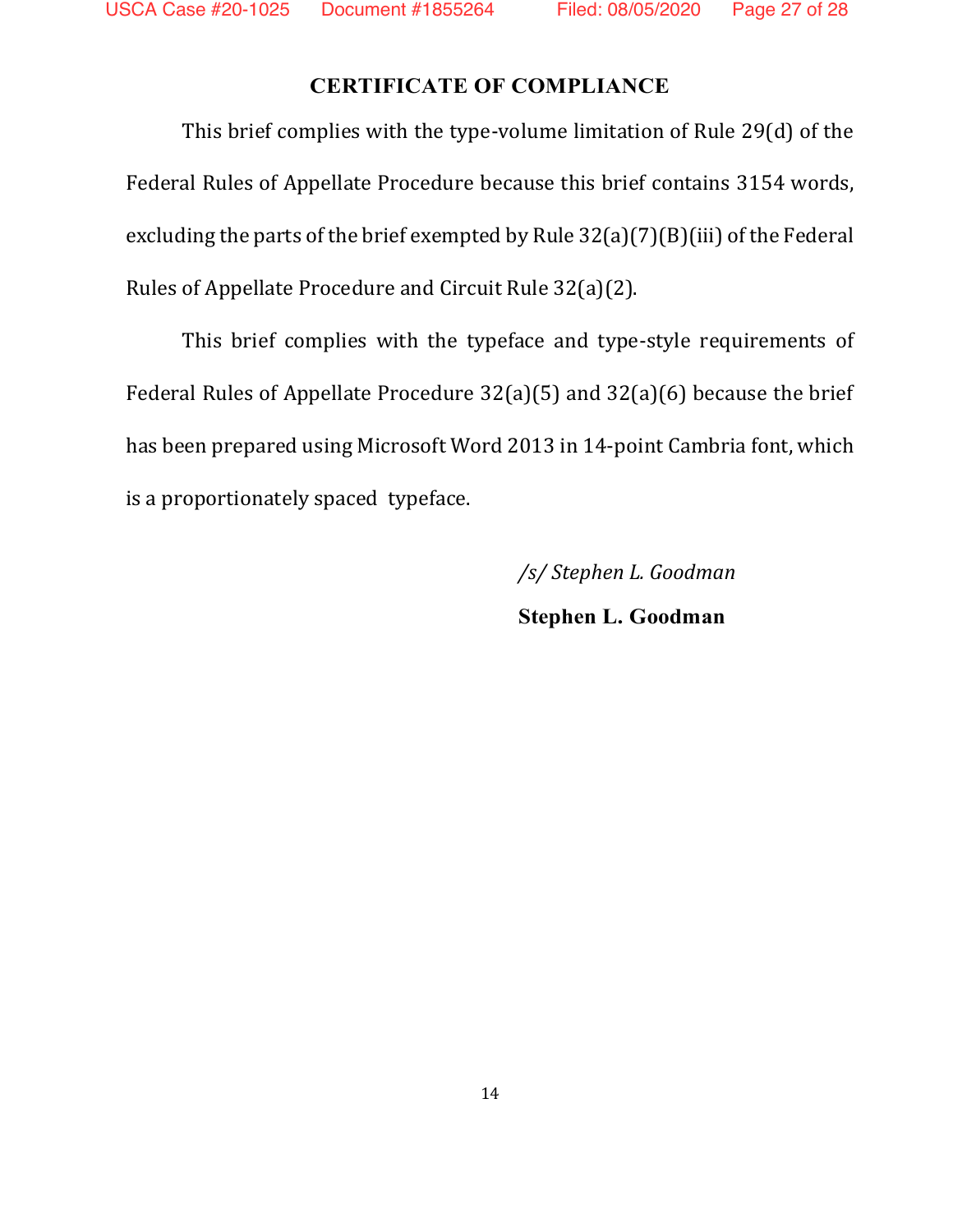## CERTIFICATE OF COMPLIANCE

This brief complies with the type-volume limitation of Rule 29(d) of the Federal Rules of Appellate Procedure because this brief contains 3154 words, excluding the parts of the brief exempted by Rule 32(a)(7)(B)(iii) of the Federal Rules of Appellate Procedure and Circuit Rule 32(a)(2).

This brief complies with the typeface and type-style requirements of Federal Rules of Appellate Procedure 32(a)(5) and 32(a)(6) because the brief has been prepared using Microsoft Word 2013 in 14-point Cambria font, which is a proportionately spaced typeface.

*/s/ Stephen L. Goodman*

**Stephen L. Goodman**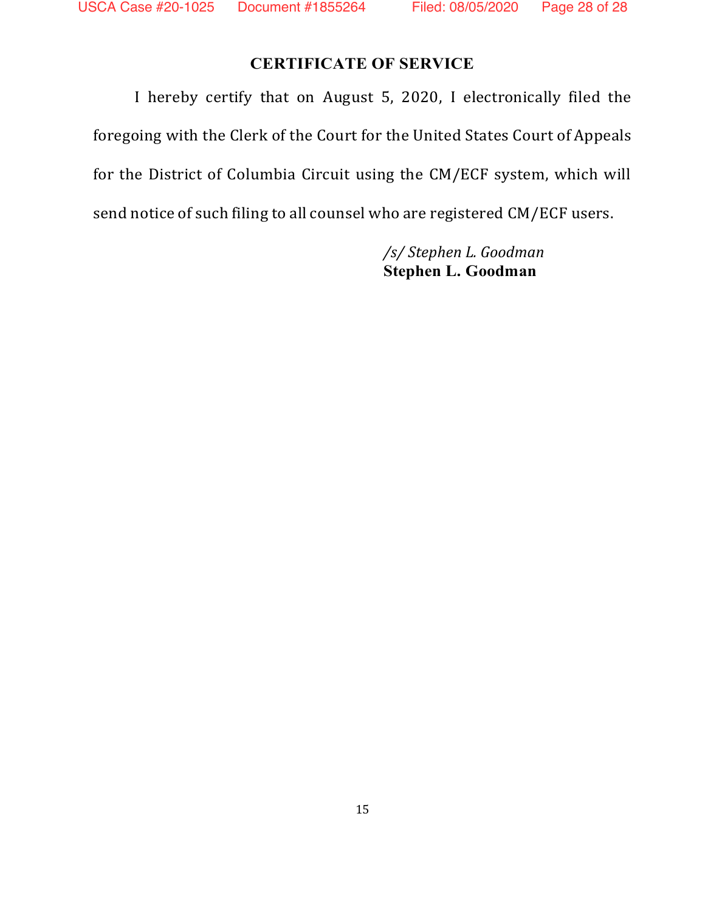## CERTIFICATE OF SERVICE

I hereby certify that on August 5, 2020, I electronically filed the foregoing with the Clerk of the Court for the United States Court of Appeals for the District of Columbia Circuit using the CM/ECF system, which will send notice of such filing to all counsel who are registered CM/ECF users.

*/s/ Stephen L. Goodman*
**Stephen L. Goodman**